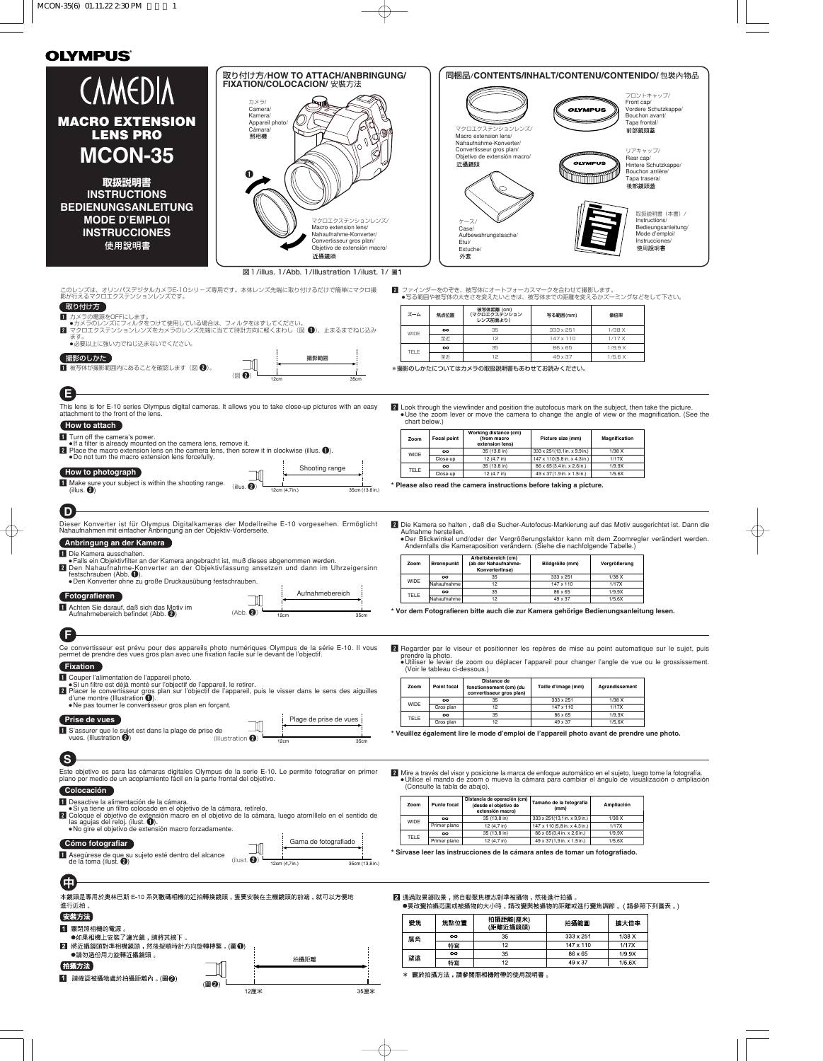OLYMPUS

# CAMEDIA

## MACRO EXTENSION LENS PRO

# MCON-35

取扱説明書
INSTRUCTIONS
BEDIENUNGSANLEITUNG
MODE D'EMPLOI
INSTRUCCIONES
使用說明書

### 取り付け方/HOW TO ATTACH/ANBRINGUNG/FIXATION/COLOCACION/ 安裝方法

カメラ/Camera/Kamera/Appareil photo/Cámara/照相機

マクロエクステンションレンズ/Macro extension lens/Nahaufnahme-Konverter/Convertisseur gros plan/Objetivo de extensión macro/近攝鏡頭

図1/illus. 1/Abb. 1/Illustration 1/ilust. 1/ 圖1

### 同梱品/CONTENTS/INHALT/CONTENU/CONTENIDO/ 包裝內物品

- マクロエクステンションレンズ/Macro extension lens/Nahaufnahme-Konverter/Convertisseur gros plan/Objetivo de extensión macro/近攝鏡頭
- フロントキャップ/Front cap/Vordere Schutzkappe/Bouchon avant/Tapa frontal/前部鏡頭蓋
- リアキャップ/Rear cap/Hintere Schutzkappe/Bouchon arrière/Tapa trasera/後部鏡頭蓋
- ケース/Case/Aufbewahrungstasche/Étui/Estuche/外套
- 取扱説明書（本書）/Instructions/Bedienungsanleitung/Mode d'emploi/Instrucciones/使用說明書

このレンズは、オリンパスデジタルカメラE-10シリーズ専用です。本体レンズ先端に取り付けるだけで簡単にマクロ撮影が行えるマクロエクステンションレンズです。

### 取り付け方

1. カメラの電源をOFFにします。
   - カメラのレンズにフィルタをつけて使用している場合は、フィルタをはずしてください。
2. マクロエクステンションレンズをカメラのレンズ先端に当てて時計方向に軽くまわし（図 ❶)、止まるまでねじ込みます。
   - 必要以上に強い力でねじ込まないでください。

### 撮影のしかた

1. 被写体が撮影範囲内にあることを確認します（図 ❷)。

（図 ❷） 撮影範囲 12cm 35cm

2. ファインダーをのぞき、被写体にオートフォーカスマークを合わせて撮影します。
   - 写る範囲や被写体の大きさを変えたいときは、被写体までの距離を変えるかズーミングなどをして下さい。

| ズーム | 焦点位置 | 被写体距離 (cm)（マクロエクステンションレンズ前面より） | 写る範囲(mm) | 撮倍率 |
|---|---|---|---|---|
| WIDE | ∞ | 35 | 333 x 251 | 1/38 X |
| | 至近 | 12 | 147 x 110 | 1/17 X |
| TELE | ∞ | 35 | 86 x 65 | 1/9.9 X |
| | 至近 | 12 | 49 x 37 | 1/5.6 X |

＊撮影のしかたについてはカメラの取扱説明書もあわせてお読みください。

## E

This lens is for E-10 series Olympus digital cameras. It allows you to take close-up pictures with an easy attachment to the front of the lens.

### How to attach

1. Turn off the camera's power.
   - If a filter is already mounted on the camera lens, remove it.
2. Place the macro extension lens on the camera lens, then screw it in clockwise (illus. ❶).
   - Do not turn the macro extension lens forcefully.

### How to photograph

1. Make sure your subject is within the shooting range. (illus. ❷)

(illus. ❷) Shooting range 12cm (4.7in.) 35cm (13.8in.)

2. Look through the viewfinder and position the autofocus mark on the subject, then take the picture.
   - Use the zoom lever or move the camera to change the angle of view or the magnification. (See the chart below.)

| Zoom | Focal point | Working distance (cm) (from macro extension lens) | Picture size (mm) | Magnification |
|---|---|---|---|---|
| WIDE | ∞ | 35 (13.8 in) | 333 x 251(13.1in. x 9.9in.) | 1/38 X |
| | Close-up | 12 (4.7 in) | 147 x 110(5.8 in. x 4.3in.) | 1/17X |
| TELE | ∞ | 35 (13.8 in) | 86 x 65 (3.4in. x 2.6in.) | 1/9.9X |
| | Close-up | 12 (4.7 in) | 49 x 37 (1.9in. x 1.5in.) | 1/5.6X |

**\* Please also read the camera instructions before taking a picture.**

## D

Dieser Konverter ist für Olympus Digitalkameras der Modellreihe E-10 vorgesehen. Ermöglicht Nahaufnahmen mit einfacher Anbringung an der Objektiv-Vorderseite.

### Anbringung an der Kamera

1. Die Kamera ausschalten.
   - Falls ein Objektivfilter an der Kamera angebracht ist, muß dieses abgenommen werden.
2. Den Nahaufnahme-Konverter an der Objektivfassung ansetzen und dann im Uhrzeigersinn festschrauben (Abb. ❶).
   - Den Konverter ohne zu große Druckausübung festschrauben.

### Fotografieren

1. Achten Sie darauf, daß sich das Motiv im Aufnahmebereich befindet (Abb. ❷)

(Abb. ❷) Aufnahmebereich 12cm 35cm

2. Die Kamera so halten , daß die Sucher-Autofocus-Markierung auf das Motiv ausgerichtet ist. Dann die Aufnahme herstellen.
   - Der Blickwinkel und/oder der Vergrößerungsfaktor kann mit dem Zoomregler verändert werden. Andernfalls die Kameraposition verändern. (Siehe die nachfolgende Tabelle.)

| Zoom | Brennpunkt | Arbeitsbereich (cm) (ab der Nahaufnahme-Konverterlinse) | Bildgröße (mm) | Vergrößerung |
|---|---|---|---|---|
| WIDE | ∞ | 35 | 333 x 251 | 1/38 X |
| | Nahaufnahme | 12 | 147 x 110 | 1/17X |
| TELE | ∞ | 35 | 86 x 65 | 1/9,9X |
| | Nahaufnahme | 12 | 49 x 37 | 1/5,6X |

**\* Vor dem Fotografieren bitte auch die zur Kamera gehörige Bedienungsanleitung lesen.**

## F

Ce convertisseur est prévu pour des appareils photo numériques Olympus de la série E-10. Il vous permet de prendre des vues gros plan avec une fixation facile sur le devant de l'objectif.

### Fixation

1. Couper l'alimentation de l'appareil photo.
   - Si un filtre est déjà monté sur l'objectif de l'appareil, le retirer.
2. Placer le convertisseur gros plan sur l'objectif de l'appareil, puis le visser dans le sens des aiguilles d'une montre (Illustration ❶).
   - Ne pas tourner le convertisseur gros plan en forçant.

### Prise de vues

1. S'assurer que le sujet est dans la plage de prise de vues. (Illustration ❷)

(Illustration ❷) Plage de prise de vues 12cm 35cm

2. Regarder par le viseur et positionner les repères de mise au point automatique sur le sujet, puis prendre la photo.
   - Utiliser le levier de zoom ou déplacer l'appareil pour changer l'angle de vue ou le grossissement. (Voir le tableau ci-dessous.)

| Zoom | Point focal | Distance de fonctionnement (cm) (du convertisseur gros plan) | Taille d'image (mm) | Agrandissement |
|---|---|---|---|---|
| WIDE | ∞ | 35 | 333 x 251 | 1/38 X |
| | Gros plan | 12 | 147 x 110 | 1/17X |
| TELE | ∞ | 35 | 86 x 65 | 1/9,9X |
| | Gros plan | 12 | 49 x 37 | 1/5,6X |

**\* Veuillez également lire le mode d'emploi de l'appareil photo avant de prendre une photo.**

## S

Este objetivo es para las cámaras digitales Olympus de la serie E-10. Le permite fotografiar en primer plano por medio de un acoplamiento fácil en la parte frontal del objetivo.

### Colocación

1. Desactive la alimentación de la cámara.
   - Si ya tiene un filtro colocado en el objetivo de la cámara, retírelo.
2. Coloque el objetivo de extensión macro en el objetivo de la cámara, luego atorníllelo en el sentido de las agujas del reloj. (ilust. ❶).
   - No gire el objetivo de extensión macro forzadamente.

### Cómo fotografiar

1. Asegúrese de que su sujeto esté dentro del alcance de la toma (ilust. ❷)

(ilust. ❷) Gama de fotografiado 12cm (4,7in.) 35cm (13,8in.)

2. Mire a través del visor y posicione la marca de enfoque automático en el sujeto, luego tome la fotografía.
   - Utilice el mando de zoom o mueva la cámara para cambiar el ángulo de visualización o ampliación (Consulte la tabla de abajo).

| Zoom | Punto focal | Distancia de operación (cm) (desde el objetivo de extensión macro) | Tamaño de la fotografía (mm) | Ampliación |
|---|---|---|---|---|
| WIDE | ∞ | 35 (13,8 in) | 333 x 251(13,1in. x 9,9in.) | 1/38 X |
| | Primer plano | 12 (4,7 in) | 147 x 110(5,8in. x 4,3in.) | 1/17X |
| TELE | ∞ | 35 (13,8 in) | 86 x 65 (3,4in. x 2,6in.) | 1/9,9X |
| | Primer plano | 12 (4,7 in) | 49 x 37 (1,9in. x 1,5in.) | 1/5,6X |

**\* Sírvase leer las instrucciones de la cámara antes de tomar un fotografiado.**

## 中

本鏡頭是專用於奧林巴斯 E-10 系列數碼相機的近拍轉換鏡頭，隻要安裝在主機鏡頭的前端，就可以方便地進行近拍。

### 安裝方法

1. 關閉照相機的電源。
   - 如果相機上安裝了濾光鏡，請將其摘下。
2. 將近攝鏡頭對準相機鏡頭，然後按順時針方向旋轉擰緊。(圖❶)
   - 請勿過份用力旋轉近攝鏡頭。

### 拍攝方法

1. 請確認被攝物處於拍攝距離內。(圖❷)

(圖❷) 拍攝距離 12厘米 35厘米

2. 通過取景器取景，將自動聚焦標志對準被攝物，然後進行拍攝。
   - 要改變拍攝范圍或被攝物的大小時，請改變與被攝物的距離或進行變焦調節。(請參照下列圖表。)

| 變焦 | 焦點位置 | 拍攝距離(厘米)(距離近攝鏡頭) | 拍攝範圍 | 擴大倍率 |
|---|---|---|---|---|
| 廣角 | ∞ | 35 | 333 x 251 | 1/38 X |
| | 特寫 | 12 | 147 x 110 | 1/17X |
| 望遠 | ∞ | 35 | 86 x 65 | 1/9,9X |
| | 特寫 | 12 | 49 x 37 | 1/5,6X |

＊ 關於拍攝方法，請參閱照相機附帶的使用說明書。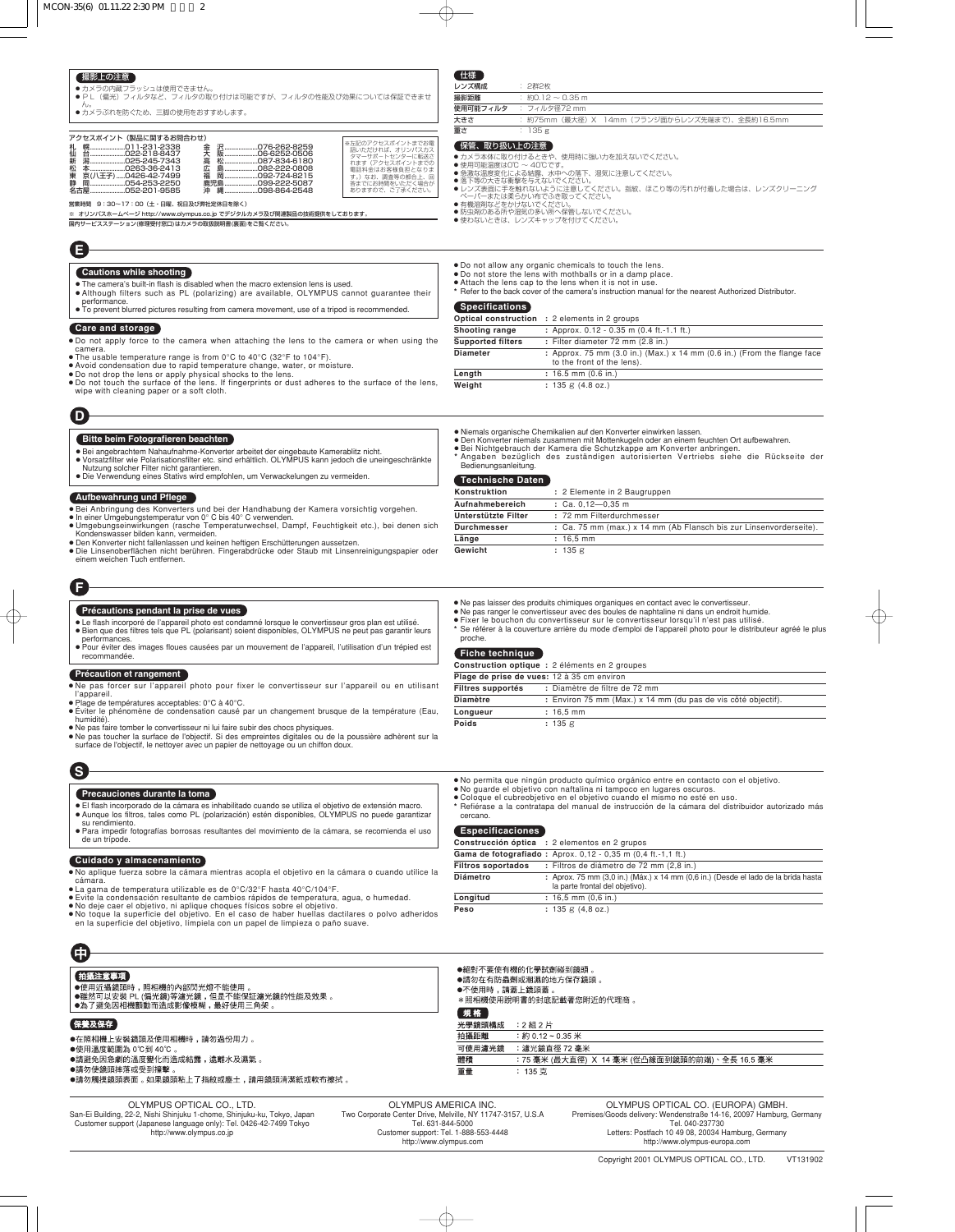## 撮影上の注意

- カメラの内蔵フラッシュは使用できません。
- ＰＬ（偏光）フィルタなど、フィルタの取り付けは可能ですが、フィルタの性能及び効果については保証できません。
- カメラぶれを防ぐため、三脚の使用をおすすめします。

アクセスポイント（製品に関するお問合わせ）

| | | | |
|---|---|---|---|
| 札　幌 | 011-231-2338 | 金　沢 | 076-262-8259 |
| 仙　台 | 022-218-8437 | 大　阪 | 06-6252-0506 |
| 新　潟 | 025-245-7343 | 高　松 | 087-834-6180 |
| 松　本 | 0263-36-2413 | 広　島 | 082-222-0808 |
| 東　京(八王子) | 0426-42-7499 | 福　岡 | 092-724-8215 |
| 静　岡 | 054-253-2250 | 鹿児島 | 099-222-5087 |
| 名古屋 | 052-201-9585 | 沖　縄 | 098-864-2548 |

※左記のアクセスポイントまでお電話いただければ、オリンパスカスタマーサポートセンターに転送されます（アクセスポイントまでの電話料金はお客様負担となります。）なお、調査等の都合上、回答までにお時間をいただく場合がありますので、ご了承ください。

営業時間　9：30〜17：00（土・日曜、祝日及び弊社定休日を除く）

※ オリンパスホームページ http://www.olympus.co.jp でデジタルカメラ及び関連製品の技術提供をしております。

国内サービスステーション(修理受付窓口)はカメラの取扱説明書(裏面)をご覧ください。

## 仕様

| | |
|---|---|
| レンズ構成 | ：2群2枚 |
| 撮影距離 | ：約0.12 〜 0.35 m |
| 使用可能フィルタ | ：フィルタ径72 mm |
| 大きさ | ：約75mm（最大径）X　14mm（フランジ面からレンズ先端まで）、全長約16.5mm |
| 重さ | ：135 g |

## 保管、取り扱い上の注意

- カメラ本体に取り付けるときや、使用時に強い力を加えないでください。
- 使用可能温度は0℃ 〜 40℃です。
- 急激な温度変化による結露、水中への落下、湿気に注意してください。
- 落下等の大きな衝撃を与えないでください。
- レンズ表面に手を触れないように注意してください。指紋、ほこり等の汚れが付着した場合は、レンズクリーニングペーパーまたは柔らかい布でふき取ってください。
- 有機溶剤などをかけないでください。
- 防虫剤のある所や湿気の多い所へ保管しないでください。
- 使わないときは、レンズキャップを付けてください。

# E

## Cautions while shooting

- The camera's built-in flash is disabled when the macro extension lens is used.
- Although filters such as PL (polarizing) are available, OLYMPUS cannot guarantee their performance.
- To prevent blurred pictures resulting from camera movement, use of a tripod is recommended.

## Care and storage

- Do not apply force to the camera when attaching the lens to the camera or when using the camera.
- The usable temperature range is from 0°C to 40°C (32°F to 104°F).
- Avoid condensation due to rapid temperature change, water, or moisture.
- Do not drop the lens or apply physical shocks to the lens.
- Do not touch the surface of the lens. If fingerprints or dust adheres to the surface of the lens, wipe with cleaning paper or a soft cloth.
- Do not allow any organic chemicals to touch the lens.
- Do not store the lens with mothballs or in a damp place.
- Attach the lens cap to the lens when it is not in use.

\* Refer to the back cover of the camera's instruction manual for the nearest Authorized Distributor.

## Specifications

| | |
|---|---|
| Optical construction | : 2 elements in 2 groups |
| Shooting range | : Approx. 0.12 - 0.35 m (0.4 ft.-1.1 ft.) |
| Supported filters | : Filter diameter 72 mm (2.8 in.) |
| Diameter | : Approx. 75 mm (3.0 in.) (Max.) x 14 mm (0.6 in.) (From the flange face to the front of the lens). |
| Length | : 16.5 mm (0.6 in.) |
| Weight | : 135 g (4.8 oz.) |

# D

## Bitte beim Fotografieren beachten

- Bei angebrachtem Nahaufnahme-Konverter arbeitet der eingebaute Kamerablitz nicht.
- Vorsatzfilter wie Polarisationsfilter etc. sind erhältlich. OLYMPUS kann jedoch die uneingeschränkte Nutzung solcher Filter nicht garantieren.
- Die Verwendung eines Stativs wird empfohlen, um Verwackelungen zu vermeiden.

## Aufbewahrung und Pflege

- Bei Anbringung des Konverters und bei der Handhabung der Kamera vorsichtig vorgehen.
- In einer Umgebungstemperatur von 0° C bis 40° C verwenden.
- Umgebungseinwirkungen (rasche Temperaturwechsel, Dampf, Feuchtigkeit etc.), bei denen sich Kondenswasser bilden kann, vermeiden.
- Den Konverter nicht fallenlassen und keinen heftigen Erschütterungen aussetzen.
- Die Linsenoberflächen nicht berühren. Fingerabdrücke oder Staub mit Linsenreinigungspapier oder einem weichen Tuch entfernen.
- Niemals organische Chemikalien auf den Konverter einwirken lassen.
- Den Konverter niemals zusammen mit Mottenkugeln oder an einem feuchten Ort aufbewahren.
- Bei Nichtgebrauch der Kamera die Schutzkappe am Konverter anbringen.

\* Angaben bezüglich des zuständigen autorisierten Vertriebs siehe die Rückseite der Bedienungsanleitung.

## Technische Daten

| | |
|---|---|
| Konstruktion | : 2 Elemente in 2 Baugruppen |
| Aufnahmebereich | : Ca. 0,12—0,35 m |
| Unterstützte Filter | : 72 mm Filterdurchmesser |
| Durchmesser | : Ca. 75 mm (max.) x 14 mm (Ab Flansch bis zur Linsenvorderseite). |
| Länge | : 16,5 mm |
| Gewicht | : 135 g |

# F

## Précautions pendant la prise de vues

- Le flash incorporé de l'appareil photo est condamné lorsque le convertisseur gros plan est utilisé.
- Bien que des filtres tels que PL (polarisant) soient disponibles, OLYMPUS ne peut pas garantir leurs performances.
- Pour éviter des images floues causées par un mouvement de l'appareil, l'utilisation d'un trépied est recommandée.

## Précaution et rangement

- Ne pas forcer sur l'appareil photo pour fixer le convertisseur sur l'appareil ou en utilisant l'appareil.
- Plage de températures acceptables: 0°C à 40°C.
- Eviter le phénomène de condensation causé par un changement brusque de la température (Eau, humidité).
- Ne pas faire tomber le convertisseur ni lui faire subir des chocs physiques.
- Ne pas toucher la surface de l'objectif. Si des empreintes digitales ou de la poussière adhèrent sur la surface de l'objectif, le nettoyer avec un papier de nettoyage ou un chiffon doux.
- Ne pas laisser des produits chimiques organiques en contact avec le convertisseur.
- Ne pas ranger le convertisseur avec des boules de naphtaline ni dans un endroit humide.
- Fixer le bouchon du convertisseur sur le convertisseur lorsqu'il n'est pas utilisé.

\* Se référer à la couverture arrière du mode d'emploi de l'appareil photo pour le distributeur agréé le plus proche.

## Fiche technique

| | |
|---|---|
| Construction optique | : 2 éléments en 2 groupes |
| Plage de prise de vues | : 12 à 35 cm environ |
| Filtres supportés | : Diamètre de filtre de 72 mm |
| Diamètre | : Environ 75 mm (Max.) x 14 mm (du pas de vis côté objectif). |
| Longueur | : 16,5 mm |
| Poids | : 135 g |

# S

## Precauciones durante la toma

- El flash incorporado de la cámara es inhabilitado cuando se utiliza el objetivo de extensión macro.
- Aunque los filtros, tales como PL (polarización) estén disponibles, OLYMPUS no puede garantizar su rendimiento.
- Para impedir fotografías borrosas resultantes del movimiento de la cámara, se recomienda el uso de un trípode.

## Cuidado y almacenamiento

- No aplique fuerza sobre la cámara mientras acopla el objetivo en la cámara o cuando utilice la cámara.
- La gama de temperatura utilizable es de 0°C/32°F hasta 40°C/104°F.
- Evite la condensación resultante de cambios rápidos de temperatura, agua, o humedad.
- No deje caer el objetivo, ni aplique choques físicos sobre el objetivo.
- No toque la superficie del objetivo. En el caso de haber huellas dactilares o polvo adheridos en la superficie del objetivo, límpiela con un papel de limpieza o paño suave.
- No permita que ningún producto químico orgánico entre en contacto con el objetivo.
- No guarde el objetivo con naftalina ni tampoco en lugares oscuros.
- Coloque el cubreobjetivo en el objetivo cuando el mismo no esté en uso.

\* Refiérase a la contratapa del manual de instrucción de la cámara del distribuidor autorizado más cercano.

## Especificaciones

| | |
|---|---|
| Construcción óptica | : 2 elementos en 2 grupos |
| Gama de fotografiado | : Aprox. 0,12 - 0,35 m (0,4 ft.-1,1 ft.) |
| Filtros soportados | : Filtros de diámetro de 72 mm (2,8 in.) |
| Diámetro | : Aprox. 75 mm (3,0 in.) (Máx.) x 14 mm (0,6 in.) (Desde el lado de la brida hasta la parte frontal del objetivo). |
| Longitud | : 16,5 mm (0,6 in.) |
| Peso | : 135 g (4,8 oz.) |

# 中

## 拍攝注意事項

- 使用近攝鏡頭時，照相機的內部閃光燈不能使用 。
- 雖然可以安裝 PL (偏光鏡)等濾光鏡，但是不能保証濾光鏡的性能及效果 。
- 為了避免因相機顫動而造成影像模糊，最好使用三角架 。

## 保養及保存

- 在照相機上安裝鏡頭及使用相機時，請勿過份用力 。
- 使用溫度範圍為 0℃到 40℃ 。
- 請避免因急劇的溫度變化而造成結露，遠離水及濕氣 。
- 請勿使鏡頭摔落或受到撞擊 。
- 請勿觸摸鏡頭表面 。如果鏡頭粘上了指紋或塵土，請用鏡頭清潔紙或軟布擦拭 。
- 絕對不要使有機的化學試劑觸到鏡頭 。
- 請勿在有防蟲劑或潮濕的地方保存鏡頭 。
- 不使用時，請蓋上鏡頭蓋 。

＊照相機使用說明書的封底記載著您附近的代理商 。

## 規 格

| | |
|---|---|
| 光學鏡頭構成 | ：2 組 2 片 |
| 拍攝距離 | ：約 0.12 ~ 0.35 米 |
| 可使用濾光鏡 | ：濾光鏡直徑 72 毫米 |
| 體積 | ：75 毫米 (最大直徑) X 14 毫米 (從凸緣面到鏡頭的前端)、全長 16.5 毫米 |
| 重量 | ：135 克 |

OLYMPUS OPTICAL CO., LTD.
San-Ei Building, 22-2, Nishi Shinjuku 1-chome, Shinjuku-ku, Tokyo, Japan
Customer support (Japanese language only): Tel. 0426-42-7499 Tokyo
http://www.olympus.co.jp

OLYMPUS AMERICA INC.
Two Corporate Center Drive, Melville, NY 11747-3157, U.S.A
Tel. 631-844-5000
Customer support: Tel. 1-888-553-4448
http://www.olympus.com

OLYMPUS OPTICAL CO. (EUROPA) GMBH.
Premises/Goods delivery: Wendenstraße 14-16, 20097 Hamburg, Germany
Tel. 040-237730
Letters: Postfach 10 49 08, 20034 Hamburg, Germany
http://www.olympus-europa.com

Copyright 2001 OLYMPUS OPTICAL CO., LTD.　VT131902